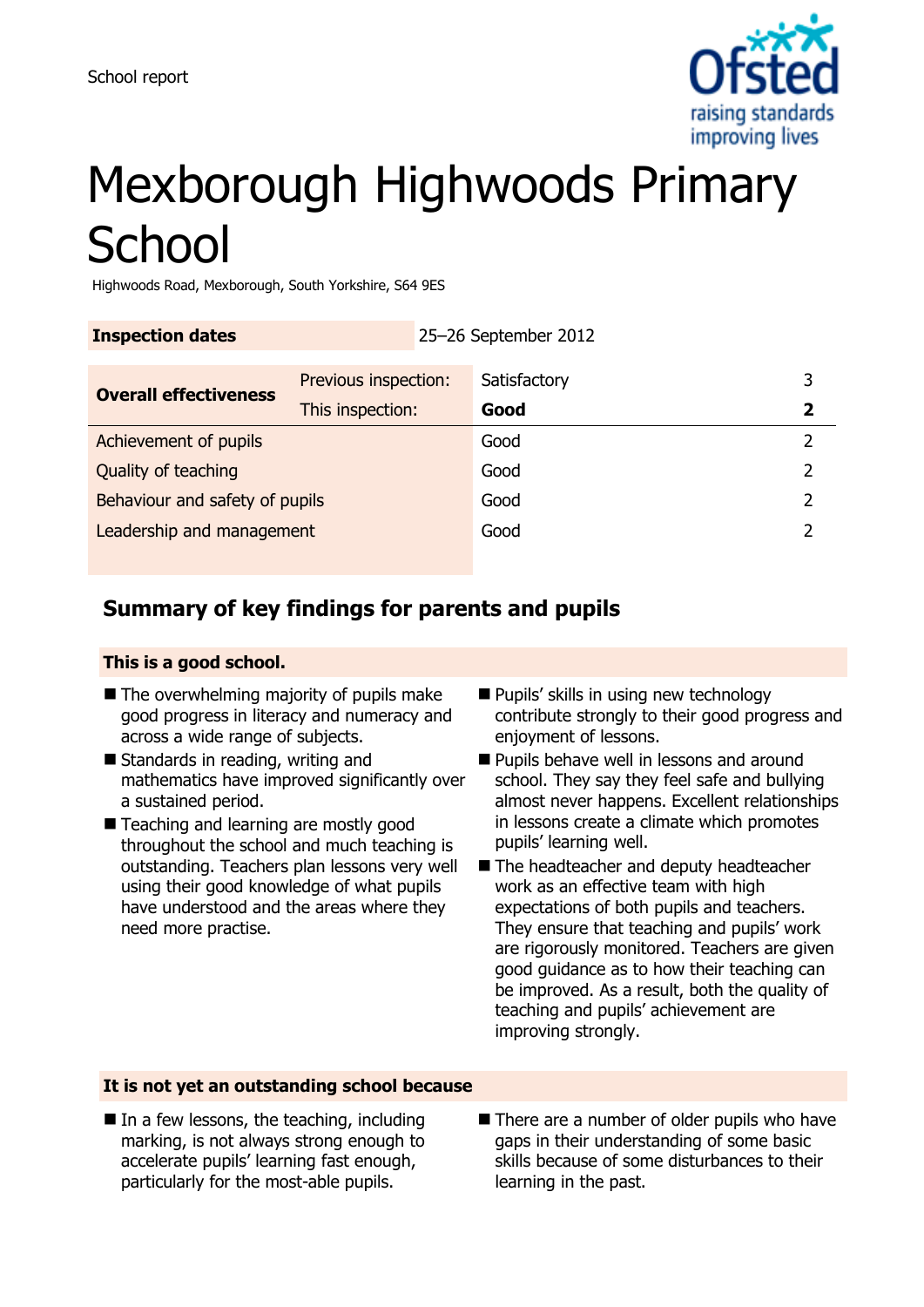School report

# Mexborough Highwoods Primary School

Highwoods Road, Mexborough, South Yorkshire, S64 9ES

| **Inspection dates** | | 25–26 September 2012 | |
|---|---|---|---|
| **Overall effectiveness** | Previous inspection: | Satisfactory | 3 |
| | This inspection: | **Good** | **2** |
| Achievement of pupils | | Good | 2 |
| Quality of teaching | | Good | 2 |
| Behaviour and safety of pupils | | Good | 2 |
| Leadership and management | | Good | 2 |

## Summary of key findings for parents and pupils

### This is a good school.

- The overwhelming majority of pupils make good progress in literacy and numeracy and across a wide range of subjects.
- Standards in reading, writing and mathematics have improved significantly over a sustained period.
- Teaching and learning are mostly good throughout the school and much teaching is outstanding. Teachers plan lessons very well using their good knowledge of what pupils have understood and the areas where they need more practise.
- Pupils' skills in using new technology contribute strongly to their good progress and enjoyment of lessons.
- Pupils behave well in lessons and around school. They say they feel safe and bullying almost never happens. Excellent relationships in lessons create a climate which promotes pupils' learning well.
- The headteacher and deputy headteacher work as an effective team with high expectations of both pupils and teachers. They ensure that teaching and pupils' work are rigorously monitored. Teachers are given good guidance as to how their teaching can be improved. As a result, both the quality of teaching and pupils' achievement are improving strongly.

### It is not yet an outstanding school because

- In a few lessons, the teaching, including marking, is not always strong enough to accelerate pupils' learning fast enough, particularly for the most-able pupils.
- There are a number of older pupils who have gaps in their understanding of some basic skills because of some disturbances to their learning in the past.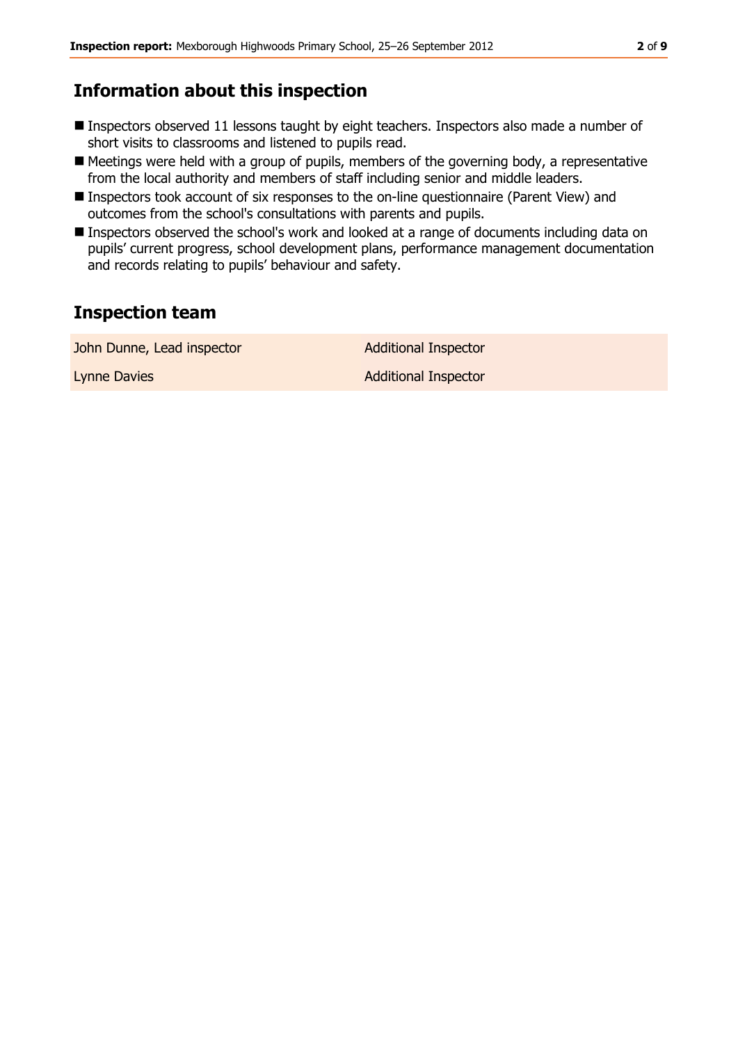## Information about this inspection

- Inspectors observed 11 lessons taught by eight teachers. Inspectors also made a number of short visits to classrooms and listened to pupils read.
- Meetings were held with a group of pupils, members of the governing body, a representative from the local authority and members of staff including senior and middle leaders.
- Inspectors took account of six responses to the on-line questionnaire (Parent View) and outcomes from the school's consultations with parents and pupils.
- Inspectors observed the school's work and looked at a range of documents including data on pupils' current progress, school development plans, performance management documentation and records relating to pupils' behaviour and safety.

## Inspection team

| | |
|---|---|
| John Dunne, Lead inspector | Additional Inspector |
| Lynne Davies | Additional Inspector |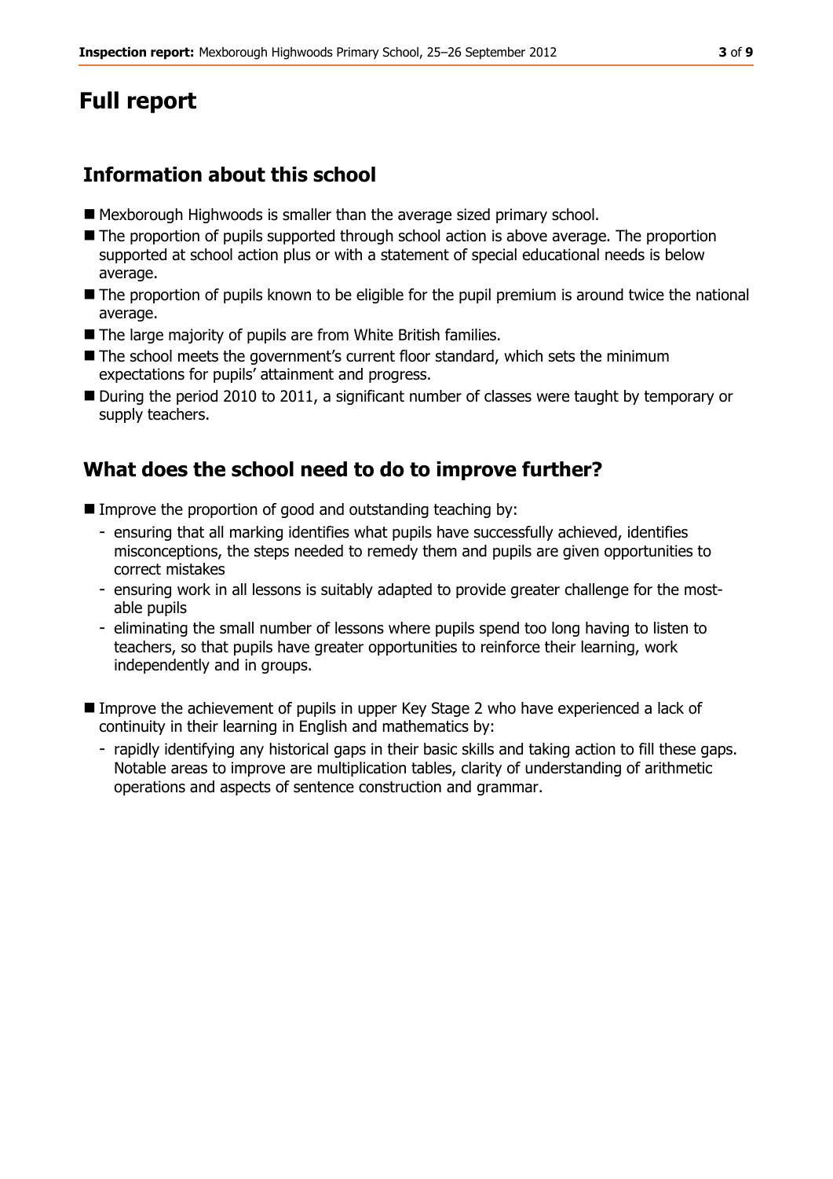# Full report

## Information about this school

- Mexborough Highwoods is smaller than the average sized primary school.
- The proportion of pupils supported through school action is above average. The proportion supported at school action plus or with a statement of special educational needs is below average.
- The proportion of pupils known to be eligible for the pupil premium is around twice the national average.
- The large majority of pupils are from White British families.
- The school meets the government's current floor standard, which sets the minimum expectations for pupils' attainment and progress.
- During the period 2010 to 2011, a significant number of classes were taught by temporary or supply teachers.

## What does the school need to do to improve further?

- Improve the proportion of good and outstanding teaching by:
  - ensuring that all marking identifies what pupils have successfully achieved, identifies misconceptions, the steps needed to remedy them and pupils are given opportunities to correct mistakes
  - ensuring work in all lessons is suitably adapted to provide greater challenge for the most-able pupils
  - eliminating the small number of lessons where pupils spend too long having to listen to teachers, so that pupils have greater opportunities to reinforce their learning, work independently and in groups.
- Improve the achievement of pupils in upper Key Stage 2 who have experienced a lack of continuity in their learning in English and mathematics by:
  - rapidly identifying any historical gaps in their basic skills and taking action to fill these gaps. Notable areas to improve are multiplication tables, clarity of understanding of arithmetic operations and aspects of sentence construction and grammar.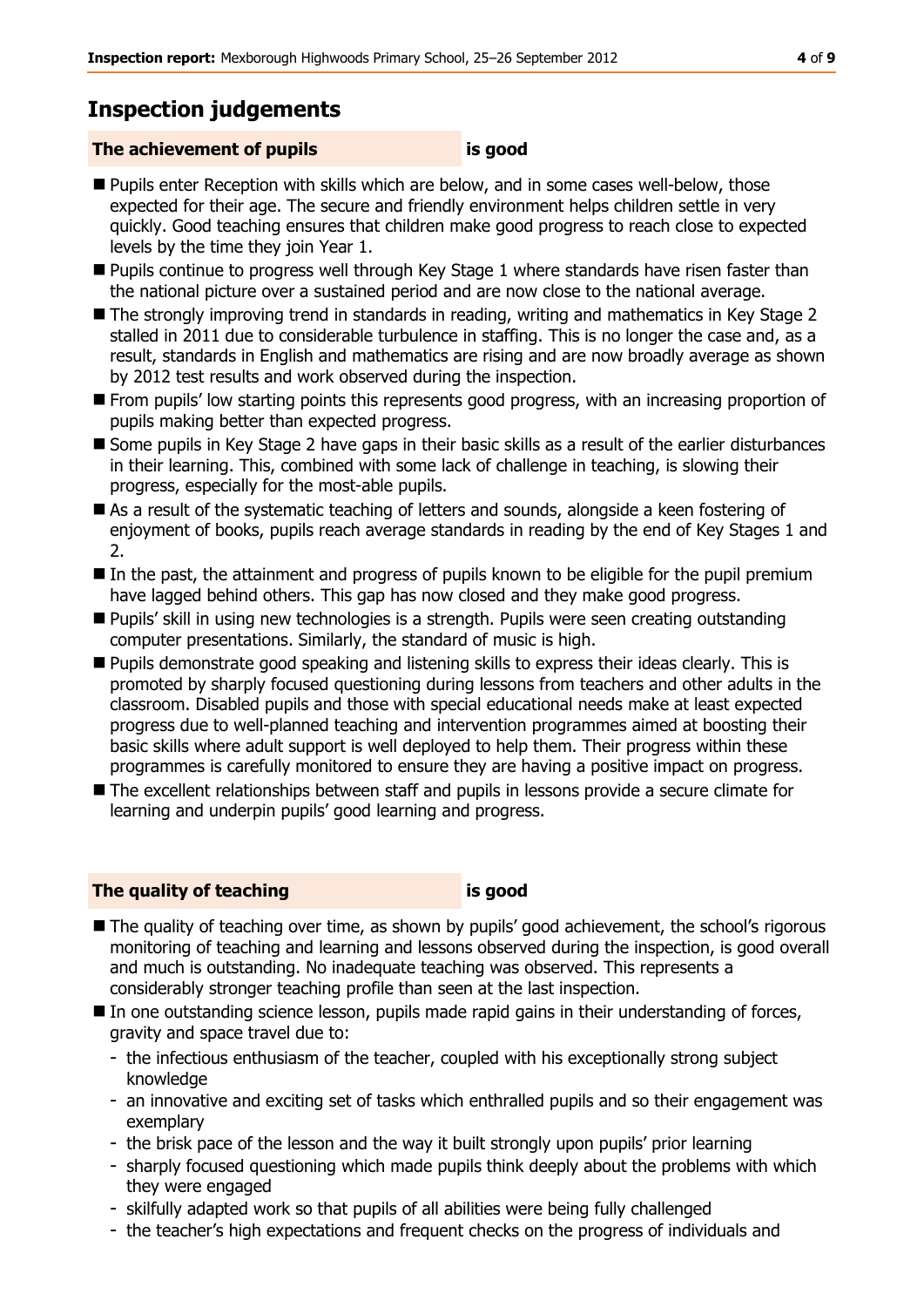## Inspection judgements

**The achievement of pupils** **is good**

- Pupils enter Reception with skills which are below, and in some cases well-below, those expected for their age. The secure and friendly environment helps children settle in very quickly. Good teaching ensures that children make good progress to reach close to expected levels by the time they join Year 1.
- Pupils continue to progress well through Key Stage 1 where standards have risen faster than the national picture over a sustained period and are now close to the national average.
- The strongly improving trend in standards in reading, writing and mathematics in Key Stage 2 stalled in 2011 due to considerable turbulence in staffing. This is no longer the case and, as a result, standards in English and mathematics are rising and are now broadly average as shown by 2012 test results and work observed during the inspection.
- From pupils' low starting points this represents good progress, with an increasing proportion of pupils making better than expected progress.
- Some pupils in Key Stage 2 have gaps in their basic skills as a result of the earlier disturbances in their learning. This, combined with some lack of challenge in teaching, is slowing their progress, especially for the most-able pupils.
- As a result of the systematic teaching of letters and sounds, alongside a keen fostering of enjoyment of books, pupils reach average standards in reading by the end of Key Stages 1 and 2.
- In the past, the attainment and progress of pupils known to be eligible for the pupil premium have lagged behind others. This gap has now closed and they make good progress.
- Pupils' skill in using new technologies is a strength. Pupils were seen creating outstanding computer presentations. Similarly, the standard of music is high.
- Pupils demonstrate good speaking and listening skills to express their ideas clearly. This is promoted by sharply focused questioning during lessons from teachers and other adults in the classroom. Disabled pupils and those with special educational needs make at least expected progress due to well-planned teaching and intervention programmes aimed at boosting their basic skills where adult support is well deployed to help them. Their progress within these programmes is carefully monitored to ensure they are having a positive impact on progress.
- The excellent relationships between staff and pupils in lessons provide a secure climate for learning and underpin pupils' good learning and progress.

**The quality of teaching** **is good**

- The quality of teaching over time, as shown by pupils' good achievement, the school's rigorous monitoring of teaching and learning and lessons observed during the inspection, is good overall and much is outstanding. No inadequate teaching was observed. This represents a considerably stronger teaching profile than seen at the last inspection.
- In one outstanding science lesson, pupils made rapid gains in their understanding of forces, gravity and space travel due to:
  - the infectious enthusiasm of the teacher, coupled with his exceptionally strong subject knowledge
  - an innovative and exciting set of tasks which enthralled pupils and so their engagement was exemplary
  - the brisk pace of the lesson and the way it built strongly upon pupils' prior learning
  - sharply focused questioning which made pupils think deeply about the problems with which they were engaged
  - skilfully adapted work so that pupils of all abilities were being fully challenged
  - the teacher's high expectations and frequent checks on the progress of individuals and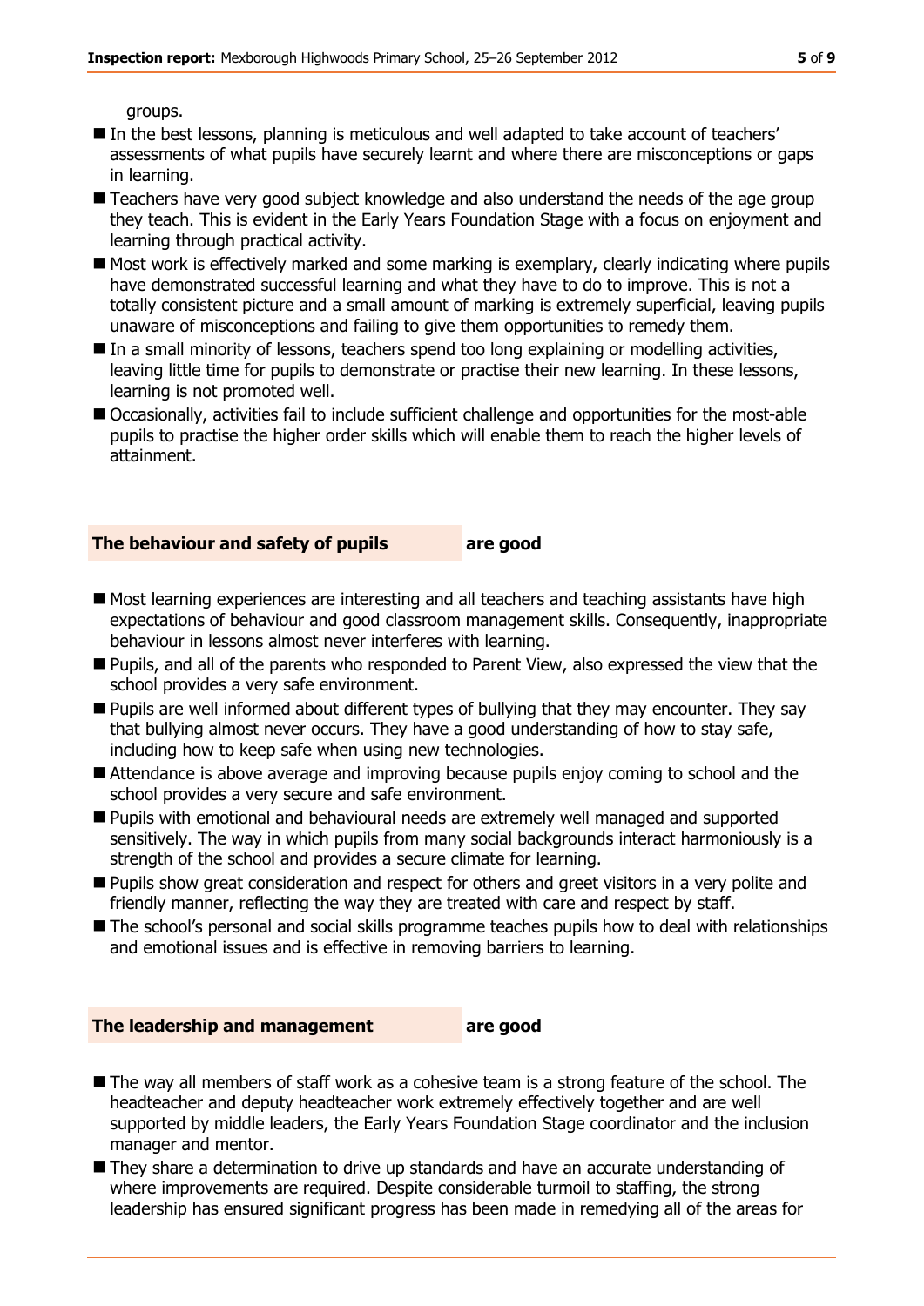groups.

- In the best lessons, planning is meticulous and well adapted to take account of teachers' assessments of what pupils have securely learnt and where there are misconceptions or gaps in learning.
- Teachers have very good subject knowledge and also understand the needs of the age group they teach. This is evident in the Early Years Foundation Stage with a focus on enjoyment and learning through practical activity.
- Most work is effectively marked and some marking is exemplary, clearly indicating where pupils have demonstrated successful learning and what they have to do to improve. This is not a totally consistent picture and a small amount of marking is extremely superficial, leaving pupils unaware of misconceptions and failing to give them opportunities to remedy them.
- In a small minority of lessons, teachers spend too long explaining or modelling activities, leaving little time for pupils to demonstrate or practise their new learning. In these lessons, learning is not promoted well.
- Occasionally, activities fail to include sufficient challenge and opportunities for the most-able pupils to practise the higher order skills which will enable them to reach the higher levels of attainment.

## The behaviour and safety of pupils **are good**

- Most learning experiences are interesting and all teachers and teaching assistants have high expectations of behaviour and good classroom management skills. Consequently, inappropriate behaviour in lessons almost never interferes with learning.
- Pupils, and all of the parents who responded to Parent View, also expressed the view that the school provides a very safe environment.
- Pupils are well informed about different types of bullying that they may encounter. They say that bullying almost never occurs. They have a good understanding of how to stay safe, including how to keep safe when using new technologies.
- Attendance is above average and improving because pupils enjoy coming to school and the school provides a very secure and safe environment.
- Pupils with emotional and behavioural needs are extremely well managed and supported sensitively. The way in which pupils from many social backgrounds interact harmoniously is a strength of the school and provides a secure climate for learning.
- Pupils show great consideration and respect for others and greet visitors in a very polite and friendly manner, reflecting the way they are treated with care and respect by staff.
- The school's personal and social skills programme teaches pupils how to deal with relationships and emotional issues and is effective in removing barriers to learning.

## The leadership and management **are good**

- The way all members of staff work as a cohesive team is a strong feature of the school. The headteacher and deputy headteacher work extremely effectively together and are well supported by middle leaders, the Early Years Foundation Stage coordinator and the inclusion manager and mentor.
- They share a determination to drive up standards and have an accurate understanding of where improvements are required. Despite considerable turmoil to staffing, the strong leadership has ensured significant progress has been made in remedying all of the areas for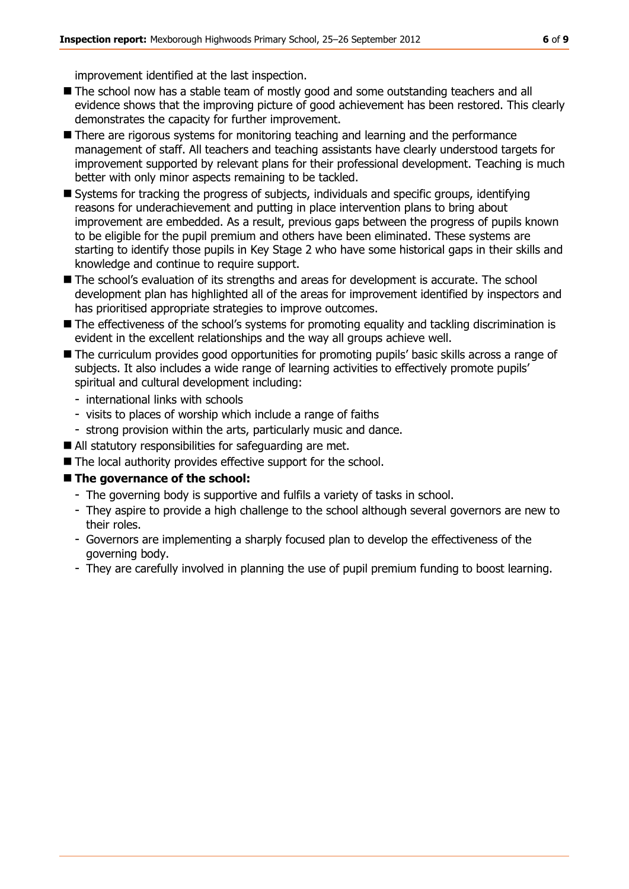improvement identified at the last inspection.

- The school now has a stable team of mostly good and some outstanding teachers and all evidence shows that the improving picture of good achievement has been restored. This clearly demonstrates the capacity for further improvement.
- There are rigorous systems for monitoring teaching and learning and the performance management of staff. All teachers and teaching assistants have clearly understood targets for improvement supported by relevant plans for their professional development. Teaching is much better with only minor aspects remaining to be tackled.
- Systems for tracking the progress of subjects, individuals and specific groups, identifying reasons for underachievement and putting in place intervention plans to bring about improvement are embedded. As a result, previous gaps between the progress of pupils known to be eligible for the pupil premium and others have been eliminated. These systems are starting to identify those pupils in Key Stage 2 who have some historical gaps in their skills and knowledge and continue to require support.
- The school's evaluation of its strengths and areas for development is accurate. The school development plan has highlighted all of the areas for improvement identified by inspectors and has prioritised appropriate strategies to improve outcomes.
- The effectiveness of the school's systems for promoting equality and tackling discrimination is evident in the excellent relationships and the way all groups achieve well.
- The curriculum provides good opportunities for promoting pupils' basic skills across a range of subjects. It also includes a wide range of learning activities to effectively promote pupils' spiritual and cultural development including:
  - international links with schools
  - visits to places of worship which include a range of faiths
  - strong provision within the arts, particularly music and dance.
- All statutory responsibilities for safeguarding are met.
- The local authority provides effective support for the school.
- **The governance of the school:**
  - The governing body is supportive and fulfils a variety of tasks in school.
  - They aspire to provide a high challenge to the school although several governors are new to their roles.
  - Governors are implementing a sharply focused plan to develop the effectiveness of the governing body.
  - They are carefully involved in planning the use of pupil premium funding to boost learning.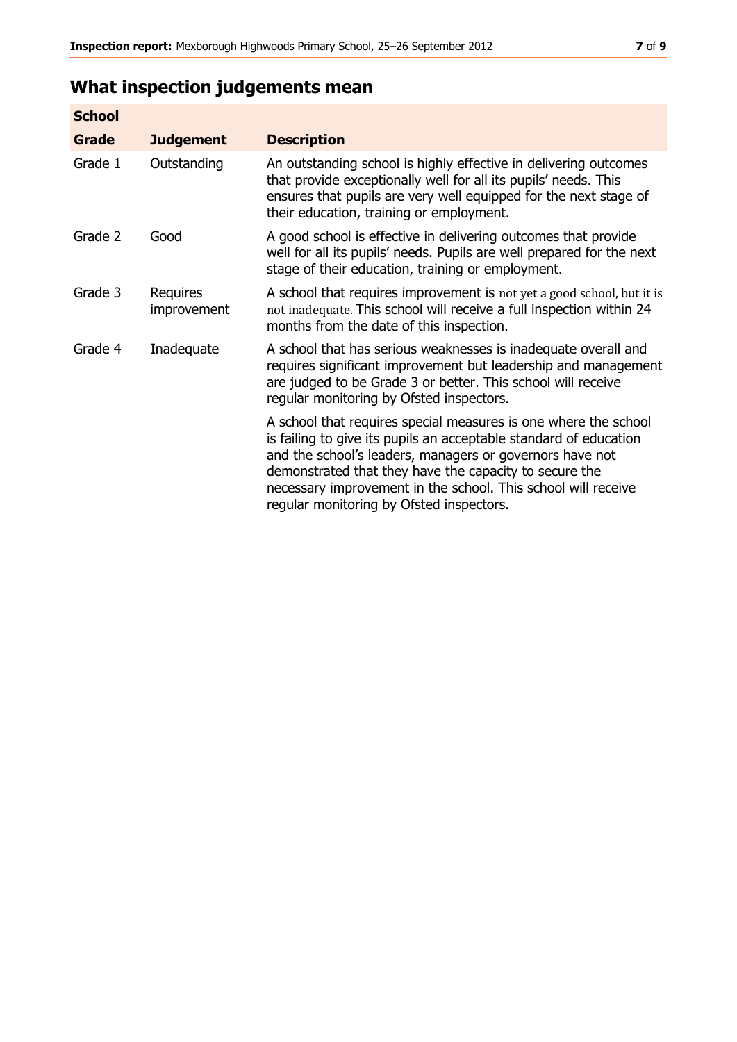## What inspection judgements mean

| School | | |
|---|---|---|
| **Grade** | **Judgement** | **Description** |
| Grade 1 | Outstanding | An outstanding school is highly effective in delivering outcomes that provide exceptionally well for all its pupils' needs. This ensures that pupils are very well equipped for the next stage of their education, training or employment. |
| Grade 2 | Good | A good school is effective in delivering outcomes that provide well for all its pupils' needs. Pupils are well prepared for the next stage of their education, training or employment. |
| Grade 3 | Requires improvement | A school that requires improvement is not yet a good school, but it is not inadequate. This school will receive a full inspection within 24 months from the date of this inspection. |
| Grade 4 | Inadequate | A school that has serious weaknesses is inadequate overall and requires significant improvement but leadership and management are judged to be Grade 3 or better. This school will receive regular monitoring by Ofsted inspectors. |
| | | A school that requires special measures is one where the school is failing to give its pupils an acceptable standard of education and the school's leaders, managers or governors have not demonstrated that they have the capacity to secure the necessary improvement in the school. This school will receive regular monitoring by Ofsted inspectors. |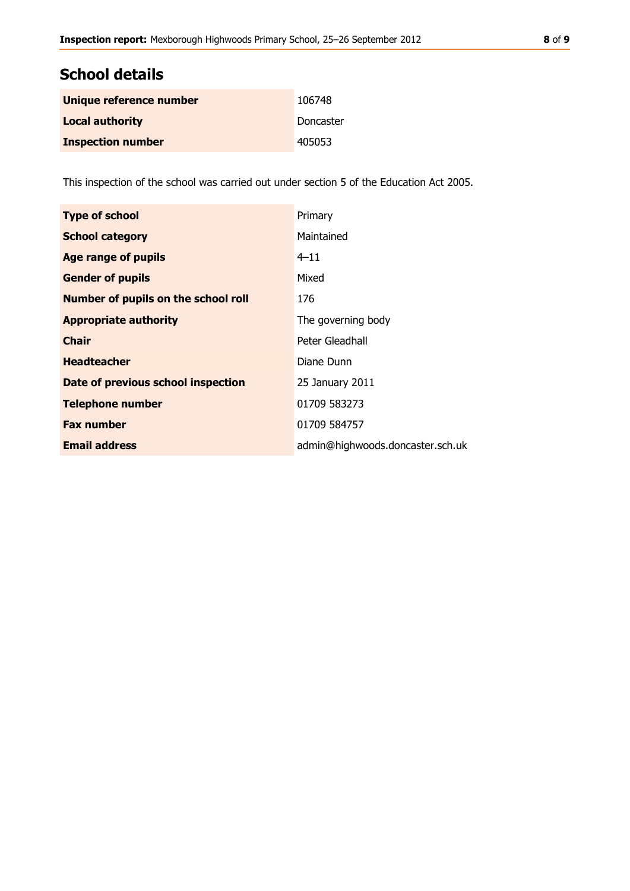## School details

| | |
|---|---|
| **Unique reference number** | 106748 |
| **Local authority** | Doncaster |
| **Inspection number** | 405053 |

This inspection of the school was carried out under section 5 of the Education Act 2005.

| | |
|---|---|
| **Type of school** | Primary |
| **School category** | Maintained |
| **Age range of pupils** | 4–11 |
| **Gender of pupils** | Mixed |
| **Number of pupils on the school roll** | 176 |
| **Appropriate authority** | The governing body |
| **Chair** | Peter Gleadhall |
| **Headteacher** | Diane Dunn |
| **Date of previous school inspection** | 25 January 2011 |
| **Telephone number** | 01709 583273 |
| **Fax number** | 01709 584757 |
| **Email address** | admin@highwoods.doncaster.sch.uk |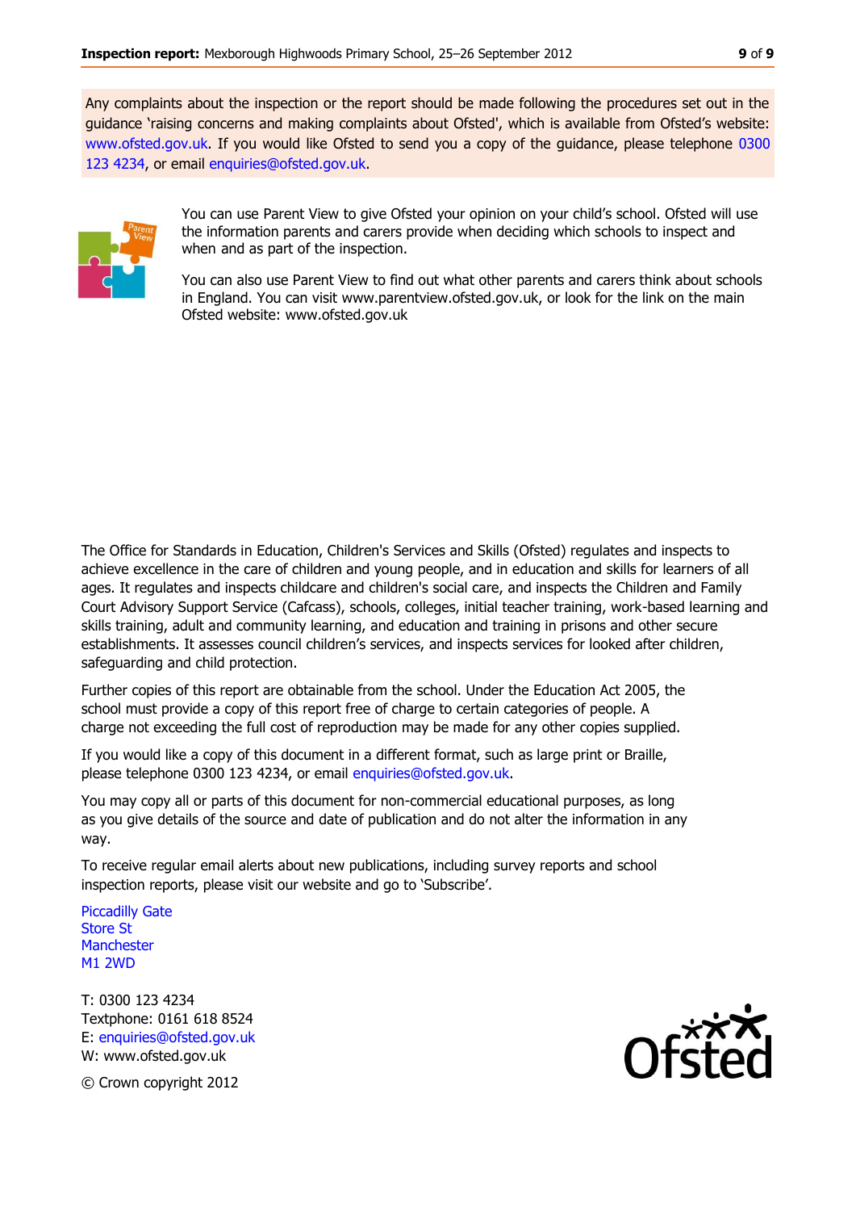Any complaints about the inspection or the report should be made following the procedures set out in the guidance 'raising concerns and making complaints about Ofsted', which is available from Ofsted's website: www.ofsted.gov.uk. If you would like Ofsted to send you a copy of the guidance, please telephone 0300 123 4234, or email enquiries@ofsted.gov.uk.

You can use Parent View to give Ofsted your opinion on your child's school. Ofsted will use the information parents and carers provide when deciding which schools to inspect and when and as part of the inspection.

You can also use Parent View to find out what other parents and carers think about schools in England. You can visit www.parentview.ofsted.gov.uk, or look for the link on the main Ofsted website: www.ofsted.gov.uk

The Office for Standards in Education, Children's Services and Skills (Ofsted) regulates and inspects to achieve excellence in the care of children and young people, and in education and skills for learners of all ages. It regulates and inspects childcare and children's social care, and inspects the Children and Family Court Advisory Support Service (Cafcass), schools, colleges, initial teacher training, work-based learning and skills training, adult and community learning, and education and training in prisons and other secure establishments. It assesses council children's services, and inspects services for looked after children, safeguarding and child protection.

Further copies of this report are obtainable from the school. Under the Education Act 2005, the school must provide a copy of this report free of charge to certain categories of people. A charge not exceeding the full cost of reproduction may be made for any other copies supplied.

If you would like a copy of this document in a different format, such as large print or Braille, please telephone 0300 123 4234, or email enquiries@ofsted.gov.uk.

You may copy all or parts of this document for non-commercial educational purposes, as long as you give details of the source and date of publication and do not alter the information in any way.

To receive regular email alerts about new publications, including survey reports and school inspection reports, please visit our website and go to 'Subscribe'.

Piccadilly Gate
Store St
Manchester
M1 2WD

T: 0300 123 4234
Textphone: 0161 618 8524
E: enquiries@ofsted.gov.uk
W: www.ofsted.gov.uk

© Crown copyright 2012